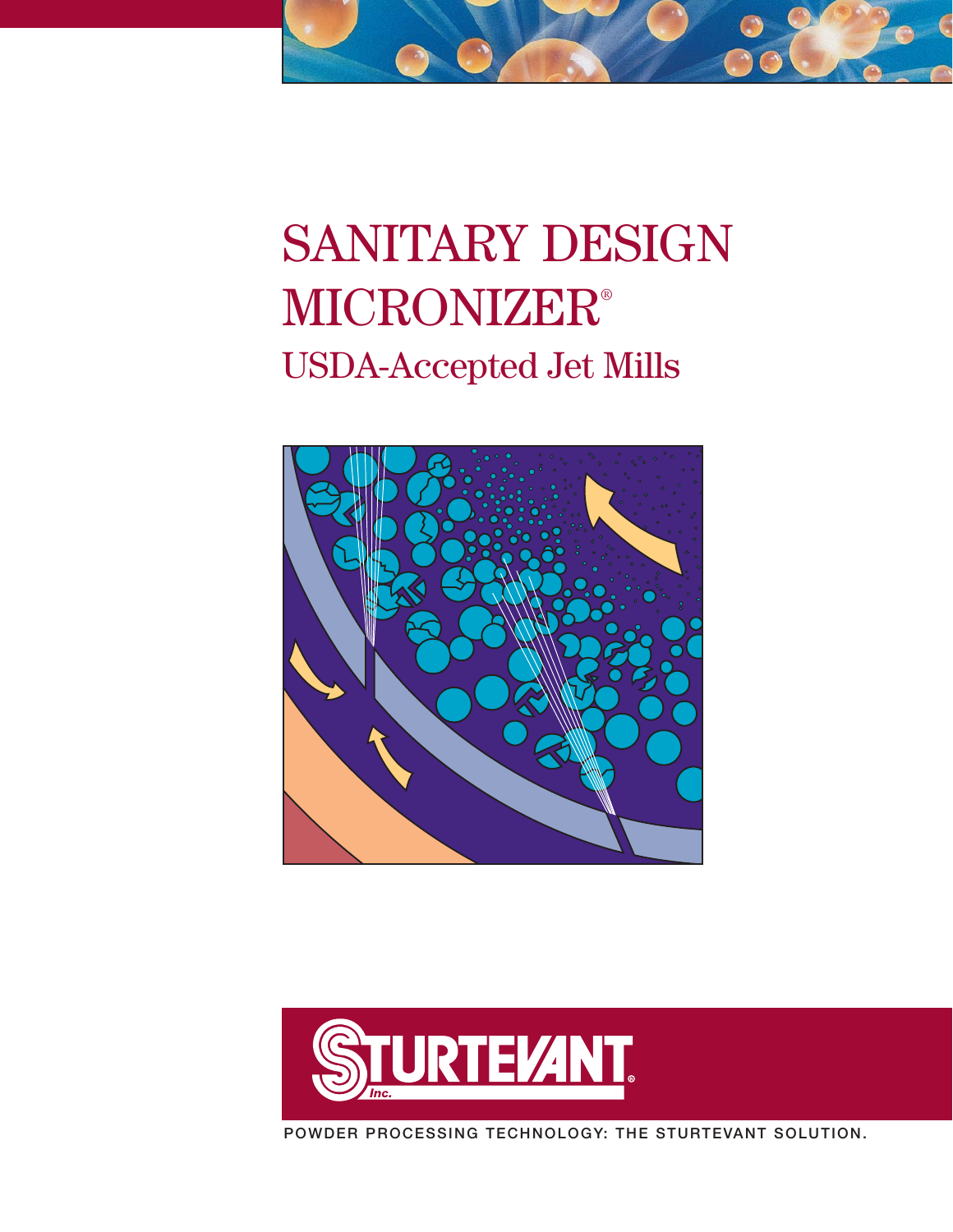# SANITARY DESIGN MICRONIZER®

## USDA-Accepted Jet Mills

STURTEVANT Inc.

POWDER PROCESSING TECHNOLOGY: THE STURTEVANT SOLUTION.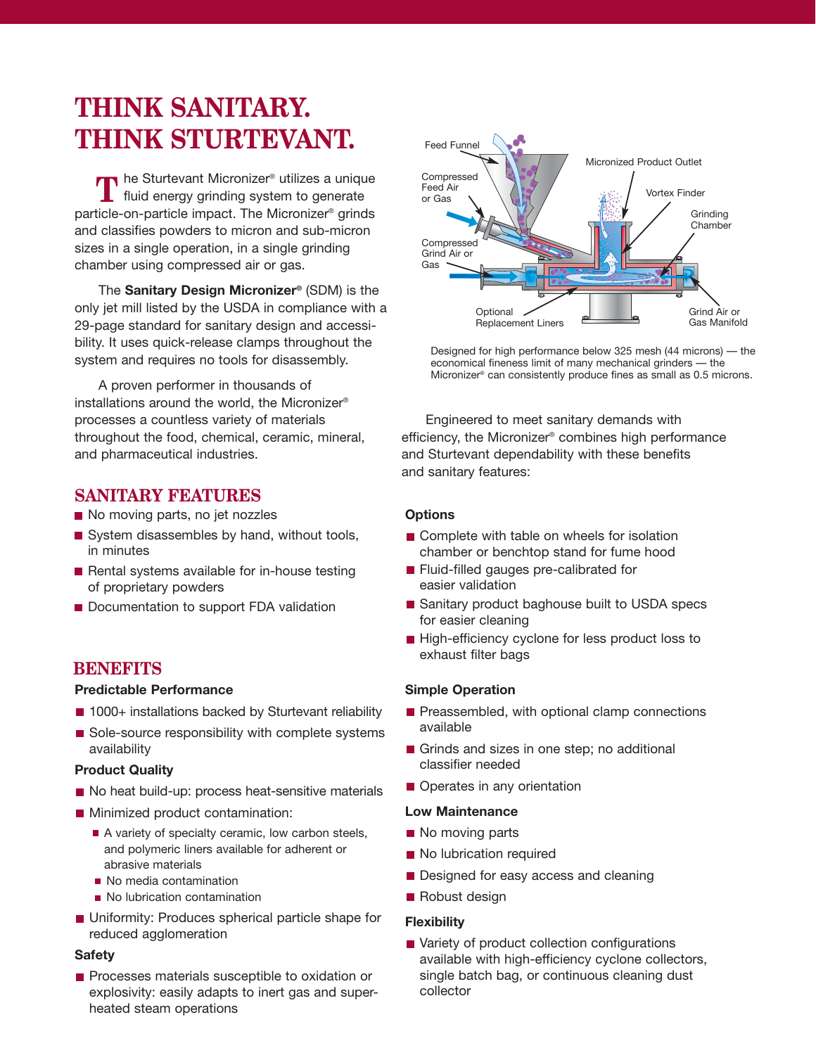# THINK SANITARY. THINK STURTEVANT.

The Sturtevant Micronizer® utilizes a unique fluid energy grinding system to generate particle-on-particle impact. The Micronizer® grinds and classifies powders to micron and sub-micron sizes in a single operation, in a single grinding chamber using compressed air or gas.

The **Sanitary Design Micronizer®** (SDM) is the only jet mill listed by the USDA in compliance with a 29-page standard for sanitary design and accessibility. It uses quick-release clamps throughout the system and requires no tools for disassembly.

A proven performer in thousands of installations around the world, the Micronizer® processes a countless variety of materials throughout the food, chemical, ceramic, mineral, and pharmaceutical industries.

Feed Funnel
Compressed Feed Air or Gas
Compressed Grind Air or Gas
Optional Replacement Liners
Micronized Product Outlet
Vortex Finder
Grinding Chamber
Grind Air or Gas Manifold

Designed for high performance below 325 mesh (44 microns) — the economical fineness limit of many mechanical grinders — the Micronizer® can consistently produce fines as small as 0.5 microns.

Engineered to meet sanitary demands with efficiency, the Micronizer® combines high performance and Sturtevant dependability with these benefits and sanitary features:

## SANITARY FEATURES

- No moving parts, no jet nozzles
- System disassembles by hand, without tools, in minutes
- Rental systems available for in-house testing of proprietary powders
- Documentation to support FDA validation

### Options

- Complete with table on wheels for isolation chamber or benchtop stand for fume hood
- Fluid-filled gauges pre-calibrated for easier validation
- Sanitary product baghouse built to USDA specs for easier cleaning
- High-efficiency cyclone for less product loss to exhaust filter bags

## BENEFITS

### Predictable Performance

- 1000+ installations backed by Sturtevant reliability
- Sole-source responsibility with complete systems availability

### Product Quality

- No heat build-up: process heat-sensitive materials
- Minimized product contamination:
  - A variety of specialty ceramic, low carbon steels, and polymeric liners available for adherent or abrasive materials
  - No media contamination
  - No lubrication contamination
- Uniformity: Produces spherical particle shape for reduced agglomeration

### Safety

- Processes materials susceptible to oxidation or explosivity: easily adapts to inert gas and super-heated steam operations

### Simple Operation

- Preassembled, with optional clamp connections available
- Grinds and sizes in one step; no additional classifier needed
- Operates in any orientation

### Low Maintenance

- No moving parts
- No lubrication required
- Designed for easy access and cleaning
- Robust design

### Flexibility

- Variety of product collection configurations available with high-efficiency cyclone collectors, single batch bag, or continuous cleaning dust collector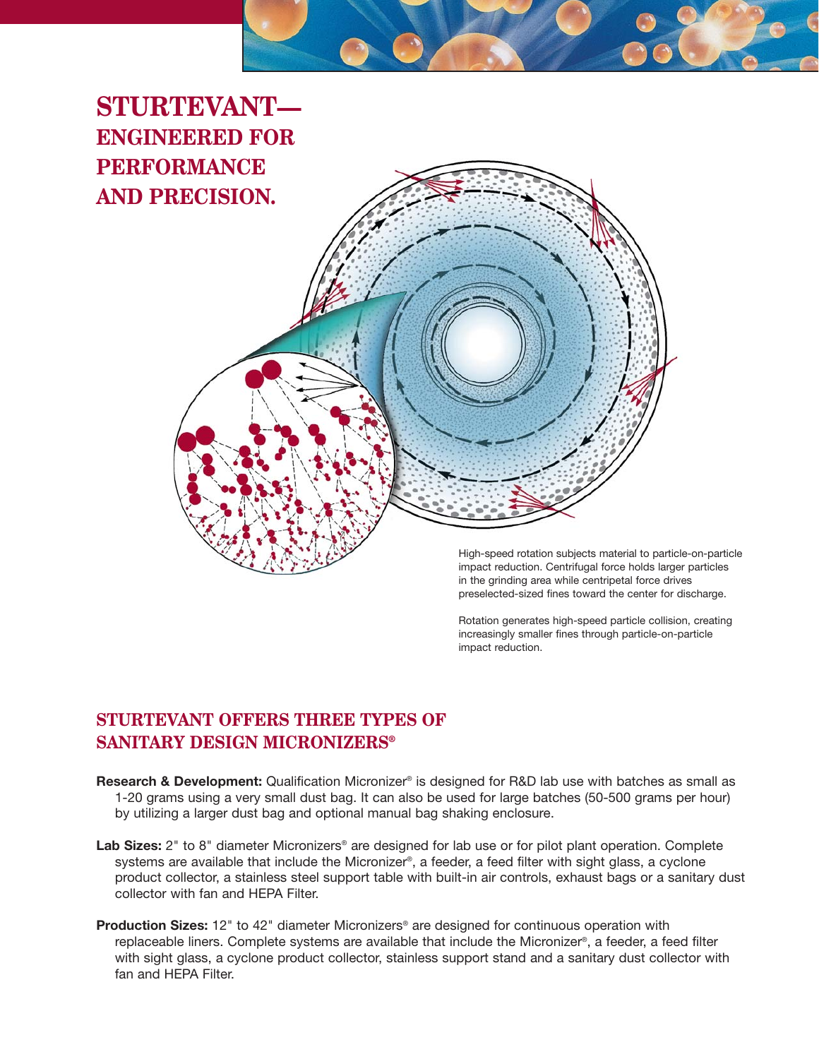# STURTEVANT—
## ENGINEERED FOR PERFORMANCE AND PRECISION.

High-speed rotation subjects material to particle-on-particle impact reduction. Centrifugal force holds larger particles in the grinding area while centripetal force drives preselected-sized fines toward the center for discharge.

Rotation generates high-speed particle collision, creating increasingly smaller fines through particle-on-particle impact reduction.

## STURTEVANT OFFERS THREE TYPES OF SANITARY DESIGN MICRONIZERS®

**Research & Development:** Qualification Micronizer® is designed for R&D lab use with batches as small as 1-20 grams using a very small dust bag. It can also be used for large batches (50-500 grams per hour) by utilizing a larger dust bag and optional manual bag shaking enclosure.

**Lab Sizes:** 2" to 8" diameter Micronizers® are designed for lab use or for pilot plant operation. Complete systems are available that include the Micronizer®, a feeder, a feed filter with sight glass, a cyclone product collector, a stainless steel support table with built-in air controls, exhaust bags or a sanitary dust collector with fan and HEPA Filter.

**Production Sizes:** 12" to 42" diameter Micronizers® are designed for continuous operation with replaceable liners. Complete systems are available that include the Micronizer®, a feeder, a feed filter with sight glass, a cyclone product collector, stainless support stand and a sanitary dust collector with fan and HEPA Filter.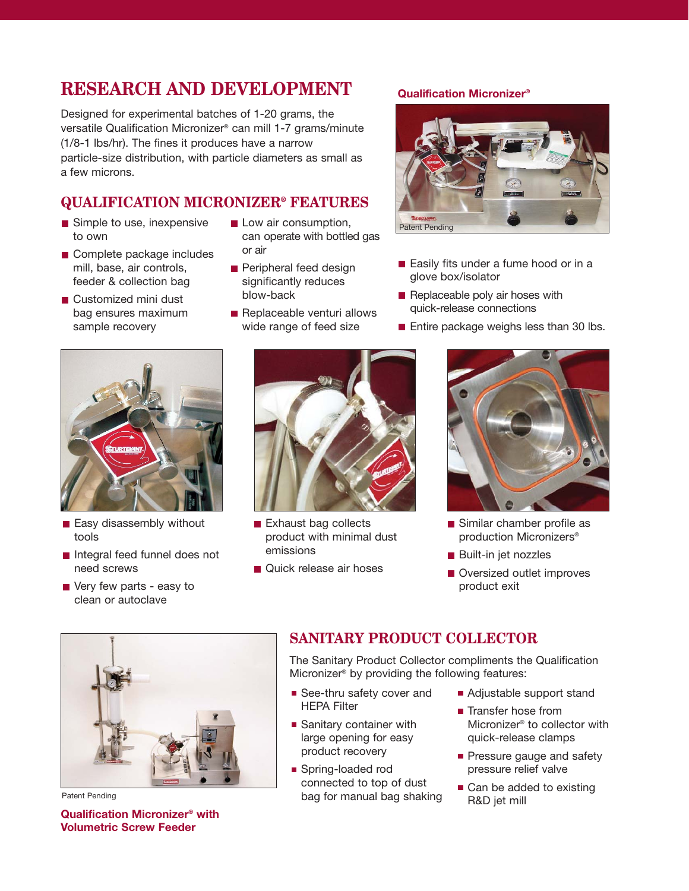# RESEARCH AND DEVELOPMENT

Designed for experimental batches of 1-20 grams, the versatile Qualification Micronizer® can mill 1-7 grams/minute (1/8-1 lbs/hr). The fines it produces have a narrow particle-size distribution, with particle diameters as small as a few microns.

**Qualification Micronizer®**

Patent Pending

## QUALIFICATION MICRONIZER® FEATURES

- Simple to use, inexpensive to own
- Complete package includes mill, base, air controls, feeder & collection bag
- Customized mini dust bag ensures maximum sample recovery
- Low air consumption, can operate with bottled gas or air
- Peripheral feed design significantly reduces blow-back
- Replaceable venturi allows wide range of feed size
- Easily fits under a fume hood or in a glove box/isolator
- Replaceable poly air hoses with quick-release connections
- Entire package weighs less than 30 lbs.

- Easy disassembly without tools
- Integral feed funnel does not need screws
- Very few parts - easy to clean or autoclave

- Exhaust bag collects product with minimal dust emissions
- Quick release air hoses

- Similar chamber profile as production Micronizers®
- Built-in jet nozzles
- Oversized outlet improves product exit

Patent Pending

**Qualification Micronizer® with Volumetric Screw Feeder**

## SANITARY PRODUCT COLLECTOR

The Sanitary Product Collector compliments the Qualification Micronizer® by providing the following features:

- See-thru safety cover and HEPA Filter
- Sanitary container with large opening for easy product recovery
- Spring-loaded rod connected to top of dust bag for manual bag shaking
- Adjustable support stand
- Transfer hose from Micronizer® to collector with quick-release clamps
- Pressure gauge and safety pressure relief valve
- Can be added to existing R&D jet mill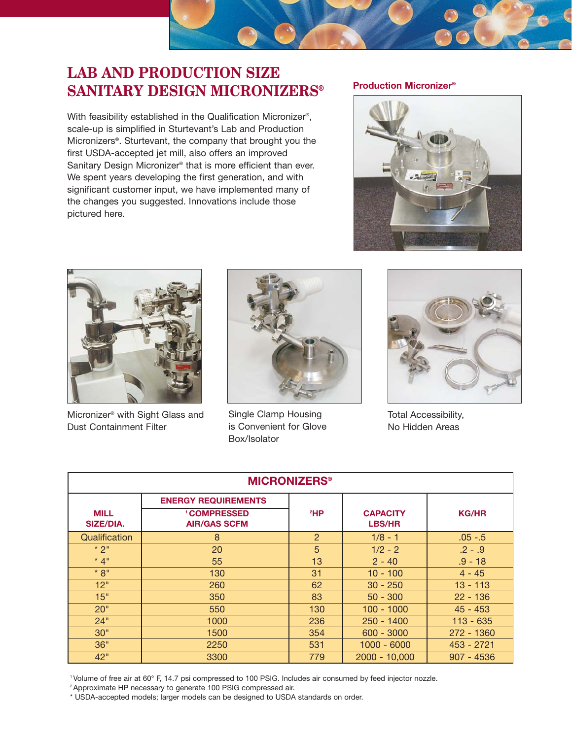# LAB AND PRODUCTION SIZE SANITARY DESIGN MICRONIZERS®

With feasibility established in the Qualification Micronizer®, scale-up is simplified in Sturtevant's Lab and Production Micronizers®. Sturtevant, the company that brought you the first USDA-accepted jet mill, also offers an improved Sanitary Design Micronizer® that is more efficient than ever. We spent years developing the first generation, and with significant customer input, we have implemented many of the changes you suggested. Innovations include those pictured here.

**Production Micronizer®**

Micronizer® with Sight Glass and Dust Containment Filter

Single Clamp Housing is Convenient for Glove Box/Isolator

Total Accessibility, No Hidden Areas

| MICRONIZERS® | | | | |
|---|---|---|---|---|
| MILL SIZE/DIA. | ENERGY REQUIREMENTS [1] COMPRESSED AIR/GAS SCFM | [2] HP | CAPACITY LBS/HR | KG/HR |
| Qualification | 8 | 2 | 1/8 - 1 | .05 -.5 |
| * 2" | 20 | 5 | 1/2 - 2 | .2 - .9 |
| * 4" | 55 | 13 | 2 - 40 | .9 - 18 |
| * 8" | 130 | 31 | 10 - 100 | 4 - 45 |
| 12" | 260 | 62 | 30 - 250 | 13 - 113 |
| 15" | 350 | 83 | 50 - 300 | 22 - 136 |
| 20" | 550 | 130 | 100 - 1000 | 45 - 453 |
| 24" | 1000 | 236 | 250 - 1400 | 113 - 635 |
| 30" | 1500 | 354 | 600 - 3000 | 272 - 1360 |
| 36" | 2250 | 531 | 1000 - 6000 | 453 - 2721 |
| 42" | 3300 | 779 | 2000 - 10,000 | 907 - 4536 |

[1] Volume of free air at 60° F, 14.7 psi compressed to 100 PSIG. Includes air consumed by feed injector nozzle.
[2] Approximate HP necessary to generate 100 PSIG compressed air.
* USDA-accepted models; larger models can be designed to USDA standards on order.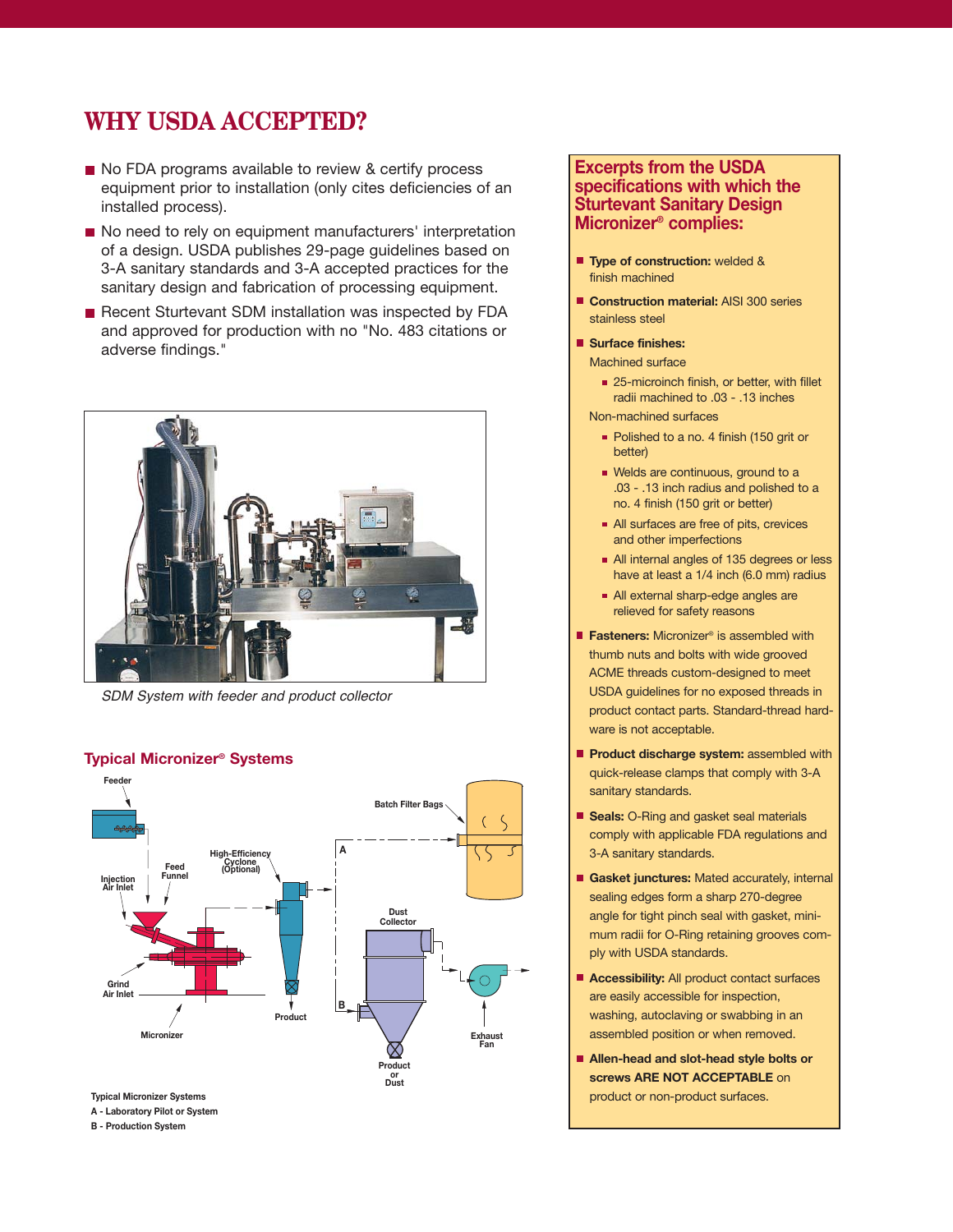# WHY USDA ACCEPTED?

- No FDA programs available to review & certify process equipment prior to installation (only cites deficiencies of an installed process).
- No need to rely on equipment manufacturers' interpretation of a design. USDA publishes 29-page guidelines based on 3-A sanitary standards and 3-A accepted practices for the sanitary design and fabrication of processing equipment.
- Recent Sturtevant SDM installation was inspected by FDA and approved for production with no "No. 483 citations or adverse findings."

*SDM System with feeder and product collector*

## Typical Micronizer® Systems

Feeder

Injection Air Inlet

Feed Funnel

High-Efficiency Cyclone (Optional)

Grind Air Inlet

Micronizer

Product

Batch Filter Bags

A

Dust Collector

B

Exhaust Fan

Product or Dust

Typical Micronizer Systems
A - Laboratory Pilot or System
B - Production System

## Excerpts from the USDA specifications with which the Sturtevant Sanitary Design Micronizer® complies:

- **Type of construction:** welded & finish machined
- **Construction material:** AISI 300 series stainless steel
- **Surface finishes:**
  Machined surface
  - 25-microinch finish, or better, with fillet radii machined to .03 - .13 inches

  Non-machined surfaces
  - Polished to a no. 4 finish (150 grit or better)
  - Welds are continuous, ground to a .03 - .13 inch radius and polished to a no. 4 finish (150 grit or better)
  - All surfaces are free of pits, crevices and other imperfections
  - All internal angles of 135 degrees or less have at least a 1/4 inch (6.0 mm) radius
  - All external sharp-edge angles are relieved for safety reasons
- **Fasteners:** Micronizer® is assembled with thumb nuts and bolts with wide grooved ACME threads custom-designed to meet USDA guidelines for no exposed threads in product contact parts. Standard-thread hardware is not acceptable.
- **Product discharge system:** assembled with quick-release clamps that comply with 3-A sanitary standards.
- **Seals:** O-Ring and gasket seal materials comply with applicable FDA regulations and 3-A sanitary standards.
- **Gasket junctures:** Mated accurately, internal sealing edges form a sharp 270-degree angle for tight pinch seal with gasket, minimum radii for O-Ring retaining grooves comply with USDA standards.
- **Accessibility:** All product contact surfaces are easily accessible for inspection, washing, autoclaving or swabbing in an assembled position or when removed.
- **Allen-head and slot-head style bolts or screws ARE NOT ACCEPTABLE** on product or non-product surfaces.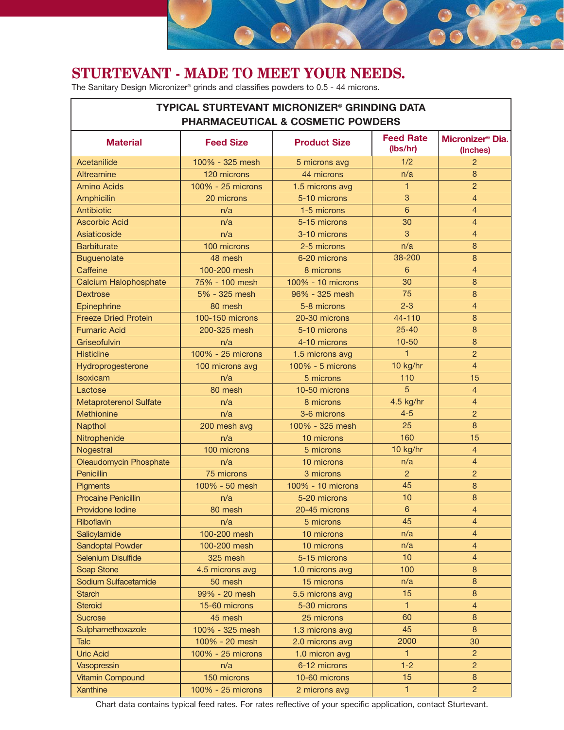# STURTEVANT - MADE TO MEET YOUR NEEDS.

The Sanitary Design Micronizer® grinds and classifies powders to 0.5 - 44 microns.

| TYPICAL STURTEVANT MICRONIZER® GRINDING DATA PHARMACEUTICAL & COSMETIC POWDERS | | | | |
|---|---|---|---|---|
| **Material** | **Feed Size** | **Product Size** | **Feed Rate (lbs/hr)** | **Micronizer® Dia. (Inches)** |
| Acetanilide | 100% - 325 mesh | 5 microns avg | 1/2 | 2 |
| Altreamine | 120 microns | 44 microns | n/a | 8 |
| Amino Acids | 100% - 25 microns | 1.5 microns avg | 1 | 2 |
| Amphicilin | 20 microns | 5-10 microns | 3 | 4 |
| Antibiotic | n/a | 1-5 microns | 6 | 4 |
| Ascorbic Acid | n/a | 5-15 microns | 30 | 4 |
| Asiaticoside | n/a | 3-10 microns | 3 | 4 |
| Barbiturate | 100 microns | 2-5 microns | n/a | 8 |
| Buguenolate | 48 mesh | 6-20 microns | 38-200 | 8 |
| Caffeine | 100-200 mesh | 8 microns | 6 | 4 |
| Calcium Halophosphate | 75% - 100 mesh | 100% - 10 microns | 30 | 8 |
| Dextrose | 5% - 325 mesh | 96% - 325 mesh | 75 | 8 |
| Epinephrine | 80 mesh | 5-8 microns | 2-3 | 4 |
| Freeze Dried Protein | 100-150 microns | 20-30 microns | 44-110 | 8 |
| Fumaric Acid | 200-325 mesh | 5-10 microns | 25-40 | 8 |
| Griseofulvin | n/a | 4-10 microns | 10-50 | 8 |
| Histidine | 100% - 25 microns | 1.5 microns avg | 1 | 2 |
| Hydroprogesterone | 100 microns avg | 100% - 5 microns | 10 kg/hr | 4 |
| Isoxicam | n/a | 5 microns | 110 | 15 |
| Lactose | 80 mesh | 10-50 microns | 5 | 4 |
| Metaproterenol Sulfate | n/a | 8 microns | 4.5 kg/hr | 4 |
| Methionine | n/a | 3-6 microns | 4-5 | 2 |
| Napthol | 200 mesh avg | 100% - 325 mesh | 25 | 8 |
| Nitrophenide | n/a | 10 microns | 160 | 15 |
| Nogestral | 100 microns | 5 microns | 10 kg/hr | 4 |
| Oleaudomycin Phosphate | n/a | 10 microns | n/a | 4 |
| Penicillin | 75 microns | 3 microns | 2 | 2 |
| Pigments | 100% - 50 mesh | 100% - 10 microns | 45 | 8 |
| Procaine Penicillin | n/a | 5-20 microns | 10 | 8 |
| Providone Iodine | 80 mesh | 20-45 microns | 6 | 4 |
| Riboflavin | n/a | 5 microns | 45 | 4 |
| Salicylamide | 100-200 mesh | 10 microns | n/a | 4 |
| Sandoptal Powder | 100-200 mesh | 10 microns | n/a | 4 |
| Selenium Disulfide | 325 mesh | 5-15 microns | 10 | 4 |
| Soap Stone | 4.5 microns avg | 1.0 microns avg | 100 | 8 |
| Sodium Sulfacetamide | 50 mesh | 15 microns | n/a | 8 |
| Starch | 99% - 20 mesh | 5.5 microns avg | 15 | 8 |
| Steroid | 15-60 microns | 5-30 microns | 1 | 4 |
| Sucrose | 45 mesh | 25 microns | 60 | 8 |
| Sulpharnethoxazole | 100% - 325 mesh | 1.3 microns avg | 45 | 8 |
| Talc | 100% - 20 mesh | 2.0 microns avg | 2000 | 30 |
| Uric Acid | 100% - 25 microns | 1.0 micron avg | 1 | 2 |
| Vasopressin | n/a | 6-12 microns | 1-2 | 2 |
| Vitamin Compound | 150 microns | 10-60 microns | 15 | 8 |
| Xanthine | 100% - 25 microns | 2 microns avg | 1 | 2 |

Chart data contains typical feed rates. For rates reflective of your specific application, contact Sturtevant.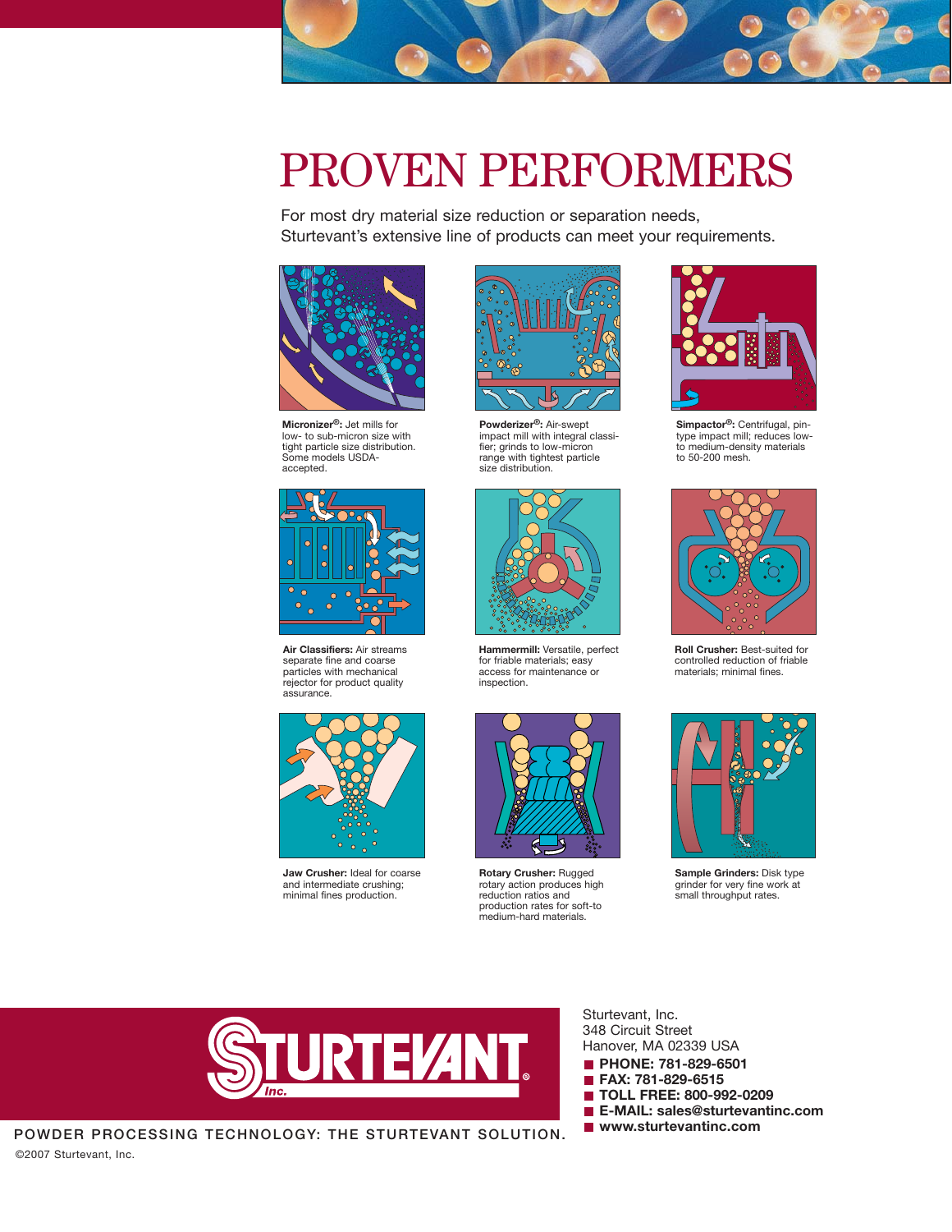# PROVEN PERFORMERS

For most dry material size reduction or separation needs, Sturtevant's extensive line of products can meet your requirements.

**Micronizer®:** Jet mills for low- to sub-micron size with tight particle size distribution. Some models USDA-accepted.

**Powderizer®:** Air-swept impact mill with integral classifier; grinds to low-micron range with tightest particle size distribution.

**Simpactor®:** Centrifugal, pin-type impact mill; reduces low- to medium-density materials to 50-200 mesh.

**Air Classifiers:** Air streams separate fine and coarse particles with mechanical rejector for product quality assurance.

**Hammermill:** Versatile, perfect for friable materials; easy access for maintenance or inspection.

**Roll Crusher:** Best-suited for controlled reduction of friable materials; minimal fines.

**Jaw Crusher:** Ideal for coarse and intermediate crushing; minimal fines production.

**Rotary Crusher:** Rugged rotary action produces high reduction ratios and production rates for soft-to medium-hard materials.

**Sample Grinders:** Disk type grinder for very fine work at small throughput rates.

STURTEVANT Inc.®

POWDER PROCESSING TECHNOLOGY: THE STURTEVANT SOLUTION.

©2007 Sturtevant, Inc.

Sturtevant, Inc.
348 Circuit Street
Hanover, MA 02339 USA

- **PHONE: 781-829-6501**
- **FAX: 781-829-6515**
- **TOLL FREE: 800-992-0209**
- **E-MAIL: sales@sturtevantinc.com**
- **www.sturtevantinc.com**